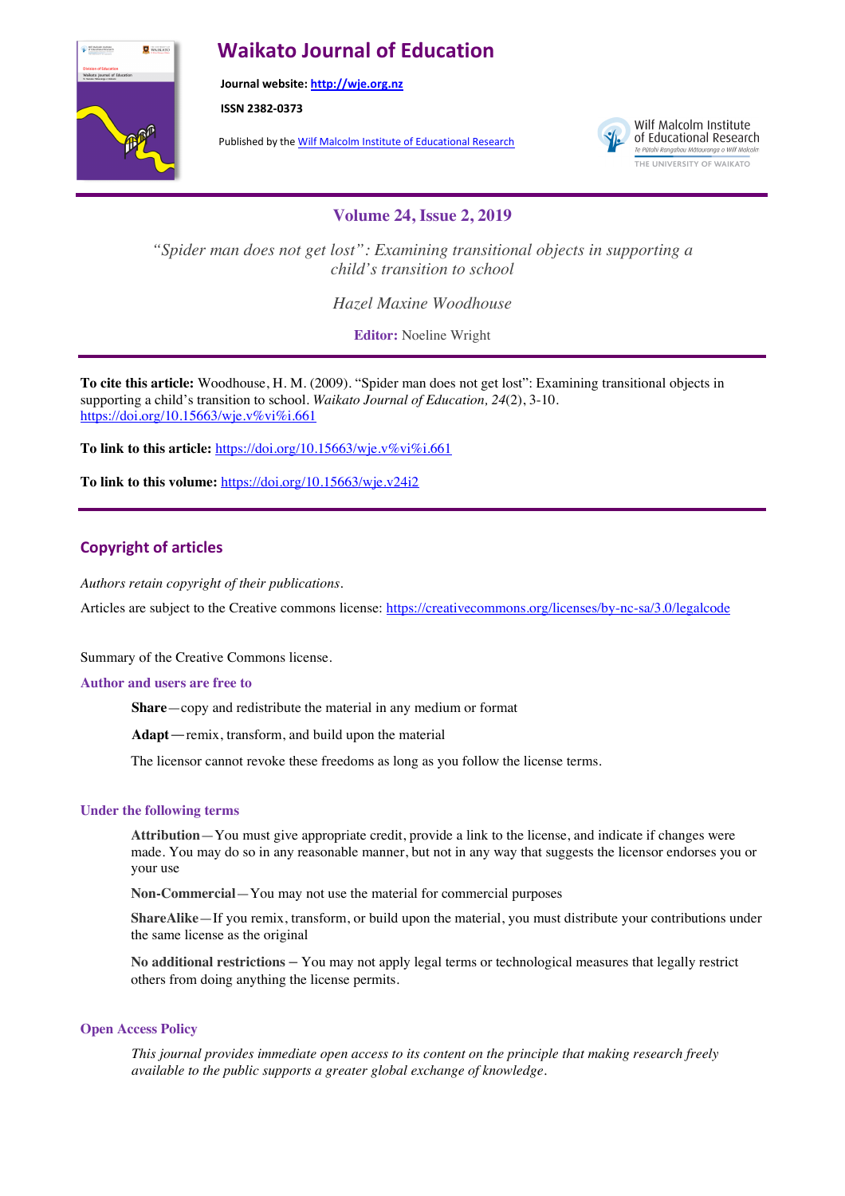# Waikato Journal of Education

**Journal website: http://wje.org.nz**

**ISSN 2382-0373**

Published by the Wilf Malcolm Institute of Educational Research

Wilf Malcolm Institute of Educational Research
*Te Pūtahi Rangahau Mātauranga o Wilf Malcolm*
THE UNIVERSITY OF WAIKATO

## Volume 24, Issue 2, 2019

*"Spider man does not get lost": Examining transitional objects in supporting a child's transition to school*

*Hazel Maxine Woodhouse*

**Editor:** Noeline Wright

**To cite this article:** Woodhouse, H. M. (2009). "Spider man does not get lost": Examining transitional objects in supporting a child's transition to school. *Waikato Journal of Education, 24*(2), 3-10. https://doi.org/10.15663/wje.v%vi%i.661

**To link to this article:** https://doi.org/10.15663/wje.v%vi%i.661

**To link to this volume:** https://doi.org/10.15663/wje.v24i2

## Copyright of articles

*Authors retain copyright of their publications.*

Articles are subject to the Creative commons license: https://creativecommons.org/licenses/by-nc-sa/3.0/legalcode

Summary of the Creative Commons license.

### Author and users are free to

**Share**—copy and redistribute the material in any medium or format

**Adapt**—remix, transform, and build upon the material

The licensor cannot revoke these freedoms as long as you follow the license terms.

### Under the following terms

**Attribution**—You must give appropriate credit, provide a link to the license, and indicate if changes were made. You may do so in any reasonable manner, but not in any way that suggests the licensor endorses you or your use

**Non-Commercial**—You may not use the material for commercial purposes

**ShareAlike**—If you remix, transform, or build upon the material, you must distribute your contributions under the same license as the original

**No additional restrictions** – You may not apply legal terms or technological measures that legally restrict others from doing anything the license permits.

### Open Access Policy

*This journal provides immediate open access to its content on the principle that making research freely available to the public supports a greater global exchange of knowledge.*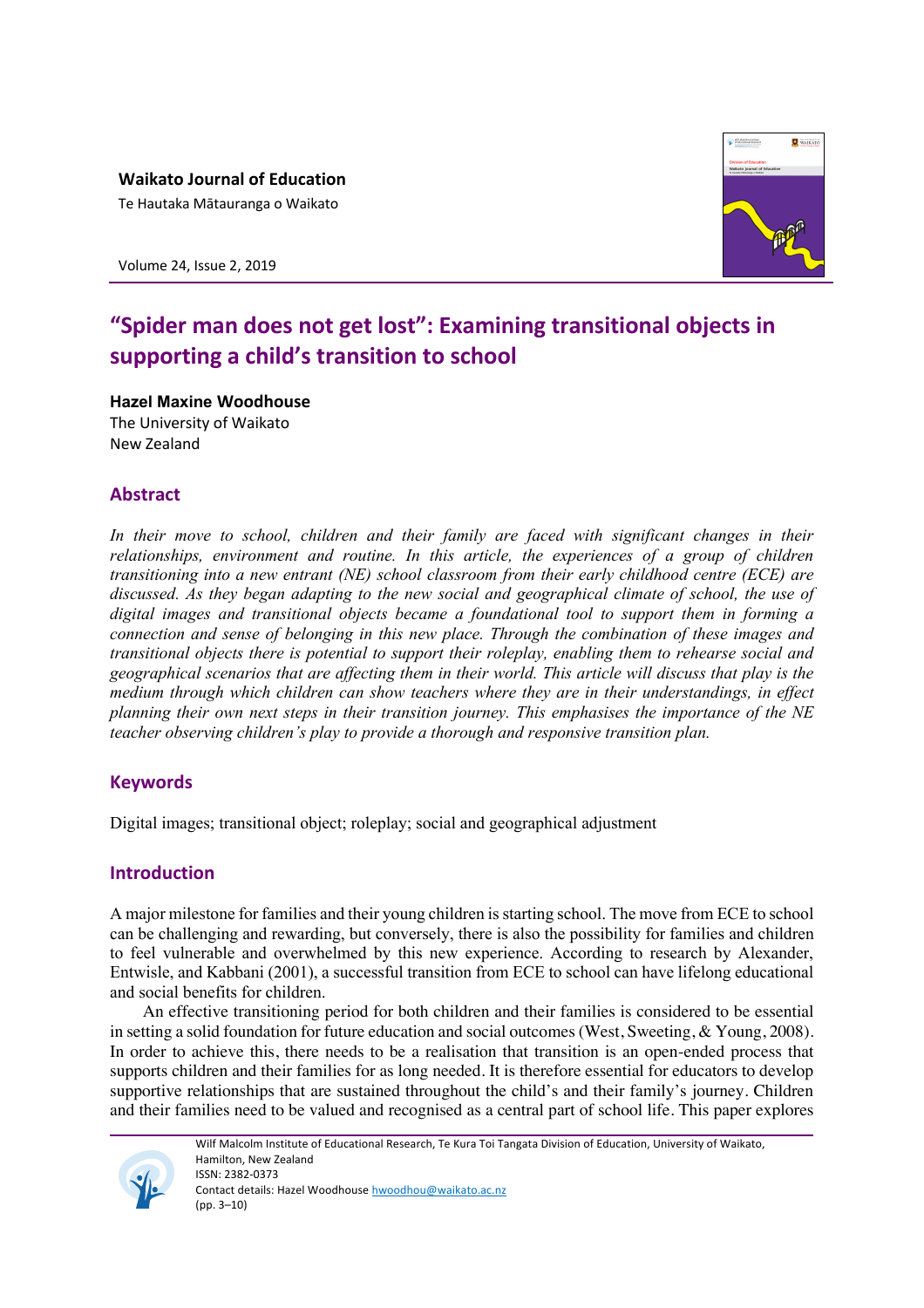Waikato Journal of Education
Te Hautaka Mātauranga o Waikato

# "Spider man does not get lost": Examining transitional objects in supporting a child's transition to school

**Hazel Maxine Woodhouse**
The University of Waikato
New Zealand

## Abstract

*In their move to school, children and their family are faced with significant changes in their relationships, environment and routine. In this article, the experiences of a group of children transitioning into a new entrant (NE) school classroom from their early childhood centre (ECE) are discussed. As they began adapting to the new social and geographical climate of school, the use of digital images and transitional objects became a foundational tool to support them in forming a connection and sense of belonging in this new place. Through the combination of these images and transitional objects there is potential to support their roleplay, enabling them to rehearse social and geographical scenarios that are affecting them in their world. This article will discuss that play is the medium through which children can show teachers where they are in their understandings, in effect planning their own next steps in their transition journey. This emphasises the importance of the NE teacher observing children's play to provide a thorough and responsive transition plan.*

## Keywords

Digital images; transitional object; roleplay; social and geographical adjustment

## Introduction

A major milestone for families and their young children is starting school. The move from ECE to school can be challenging and rewarding, but conversely, there is also the possibility for families and children to feel vulnerable and overwhelmed by this new experience. According to research by Alexander, Entwisle, and Kabbani (2001), a successful transition from ECE to school can have lifelong educational and social benefits for children.

An effective transitioning period for both children and their families is considered to be essential in setting a solid foundation for future education and social outcomes (West, Sweeting, & Young, 2008). In order to achieve this, there needs to be a realisation that transition is an open-ended process that supports children and their families for as long needed. It is therefore essential for educators to develop supportive relationships that are sustained throughout the child's and their family's journey. Children and their families need to be valued and recognised as a central part of school life. This paper explores

Wilf Malcolm Institute of Educational Research, Te Kura Toi Tangata Division of Education, University of Waikato, Hamilton, New Zealand
ISSN: 2382-0373
Contact details: Hazel Woodhouse hwoodhou@waikato.ac.nz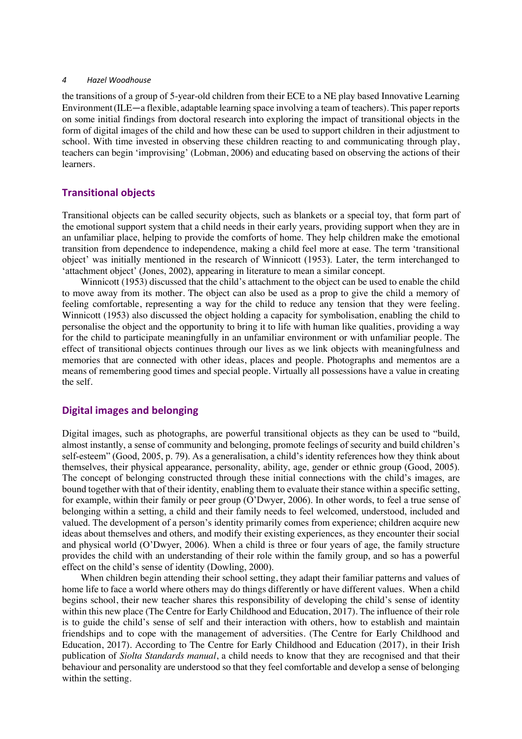the transitions of a group of 5-year-old children from their ECE to a NE play based Innovative Learning Environment (ILE—a flexible, adaptable learning space involving a team of teachers). This paper reports on some initial findings from doctoral research into exploring the impact of transitional objects in the form of digital images of the child and how these can be used to support children in their adjustment to school. With time invested in observing these children reacting to and communicating through play, teachers can begin 'improvising' (Lobman, 2006) and educating based on observing the actions of their learners.

## Transitional objects

Transitional objects can be called security objects, such as blankets or a special toy, that form part of the emotional support system that a child needs in their early years, providing support when they are in an unfamiliar place, helping to provide the comforts of home. They help children make the emotional transition from dependence to independence, making a child feel more at ease. The term 'transitional object' was initially mentioned in the research of Winnicott (1953). Later, the term interchanged to 'attachment object' (Jones, 2002), appearing in literature to mean a similar concept.

Winnicott (1953) discussed that the child's attachment to the object can be used to enable the child to move away from its mother. The object can also be used as a prop to give the child a memory of feeling comfortable, representing a way for the child to reduce any tension that they were feeling. Winnicott (1953) also discussed the object holding a capacity for symbolisation, enabling the child to personalise the object and the opportunity to bring it to life with human like qualities, providing a way for the child to participate meaningfully in an unfamiliar environment or with unfamiliar people. The effect of transitional objects continues through our lives as we link objects with meaningfulness and memories that are connected with other ideas, places and people. Photographs and mementos are a means of remembering good times and special people. Virtually all possessions have a value in creating the self.

## Digital images and belonging

Digital images, such as photographs, are powerful transitional objects as they can be used to "build, almost instantly, a sense of community and belonging, promote feelings of security and build children's self-esteem" (Good, 2005, p. 79). As a generalisation, a child's identity references how they think about themselves, their physical appearance, personality, ability, age, gender or ethnic group (Good, 2005). The concept of belonging constructed through these initial connections with the child's images, are bound together with that of their identity, enabling them to evaluate their stance within a specific setting, for example, within their family or peer group (O'Dwyer, 2006). In other words, to feel a true sense of belonging within a setting, a child and their family needs to feel welcomed, understood, included and valued. The development of a person's identity primarily comes from experience; children acquire new ideas about themselves and others, and modify their existing experiences, as they encounter their social and physical world (O'Dwyer, 2006). When a child is three or four years of age, the family structure provides the child with an understanding of their role within the family group, and so has a powerful effect on the child's sense of identity (Dowling, 2000).

When children begin attending their school setting, they adapt their familiar patterns and values of home life to face a world where others may do things differently or have different values. When a child begins school, their new teacher shares this responsibility of developing the child's sense of identity within this new place (The Centre for Early Childhood and Education, 2017). The influence of their role is to guide the child's sense of self and their interaction with others, how to establish and maintain friendships and to cope with the management of adversities. (The Centre for Early Childhood and Education, 2017). According to The Centre for Early Childhood and Education (2017), in their Irish publication of *Siolta Standards manual*, a child needs to know that they are recognised and that their behaviour and personality are understood so that they feel comfortable and develop a sense of belonging within the setting.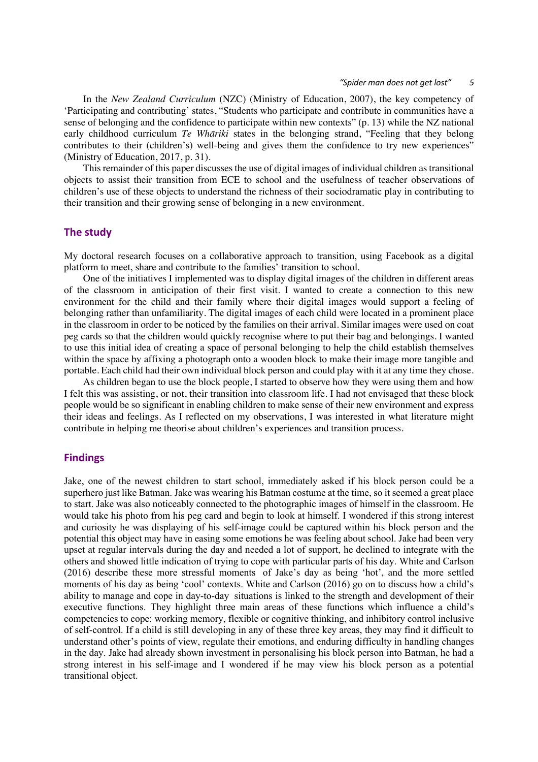In the *New Zealand Curriculum* (NZC) (Ministry of Education, 2007), the key competency of 'Participating and contributing' states, "Students who participate and contribute in communities have a sense of belonging and the confidence to participate within new contexts" (p. 13) while the NZ national early childhood curriculum *Te Whāriki* states in the belonging strand, "Feeling that they belong contributes to their (children's) well-being and gives them the confidence to try new experiences" (Ministry of Education, 2017, p. 31).

This remainder of this paper discusses the use of digital images of individual children as transitional objects to assist their transition from ECE to school and the usefulness of teacher observations of children's use of these objects to understand the richness of their sociodramatic play in contributing to their transition and their growing sense of belonging in a new environment.

## The study

My doctoral research focuses on a collaborative approach to transition, using Facebook as a digital platform to meet, share and contribute to the families' transition to school.

One of the initiatives I implemented was to display digital images of the children in different areas of the classroom in anticipation of their first visit. I wanted to create a connection to this new environment for the child and their family where their digital images would support a feeling of belonging rather than unfamiliarity. The digital images of each child were located in a prominent place in the classroom in order to be noticed by the families on their arrival. Similar images were used on coat peg cards so that the children would quickly recognise where to put their bag and belongings. I wanted to use this initial idea of creating a space of personal belonging to help the child establish themselves within the space by affixing a photograph onto a wooden block to make their image more tangible and portable. Each child had their own individual block person and could play with it at any time they chose.

As children began to use the block people, I started to observe how they were using them and how I felt this was assisting, or not, their transition into classroom life. I had not envisaged that these block people would be so significant in enabling children to make sense of their new environment and express their ideas and feelings. As I reflected on my observations, I was interested in what literature might contribute in helping me theorise about children's experiences and transition process.

## Findings

Jake, one of the newest children to start school, immediately asked if his block person could be a superhero just like Batman. Jake was wearing his Batman costume at the time, so it seemed a great place to start. Jake was also noticeably connected to the photographic images of himself in the classroom. He would take his photo from his peg card and begin to look at himself. I wondered if this strong interest and curiosity he was displaying of his self-image could be captured within his block person and the potential this object may have in easing some emotions he was feeling about school. Jake had been very upset at regular intervals during the day and needed a lot of support, he declined to integrate with the others and showed little indication of trying to cope with particular parts of his day. White and Carlson (2016) describe these more stressful moments of Jake's day as being 'hot', and the more settled moments of his day as being 'cool' contexts. White and Carlson (2016) go on to discuss how a child's ability to manage and cope in day-to-day situations is linked to the strength and development of their executive functions. They highlight three main areas of these functions which influence a child's competencies to cope: working memory, flexible or cognitive thinking, and inhibitory control inclusive of self-control. If a child is still developing in any of these three key areas, they may find it difficult to understand other's points of view, regulate their emotions, and enduring difficulty in handling changes in the day. Jake had already shown investment in personalising his block person into Batman, he had a strong interest in his self-image and I wondered if he may view his block person as a potential transitional object.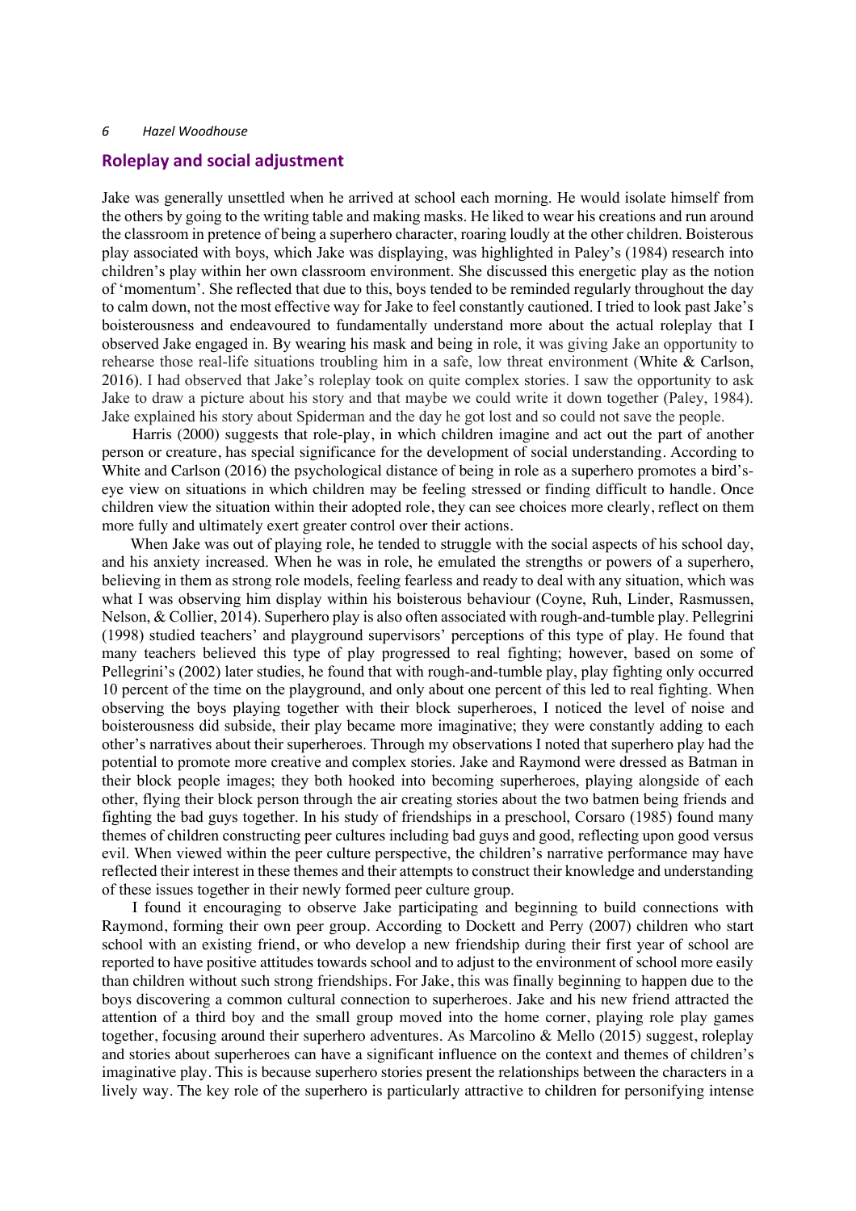## Roleplay and social adjustment

Jake was generally unsettled when he arrived at school each morning. He would isolate himself from the others by going to the writing table and making masks. He liked to wear his creations and run around the classroom in pretence of being a superhero character, roaring loudly at the other children. Boisterous play associated with boys, which Jake was displaying, was highlighted in Paley's (1984) research into children's play within her own classroom environment. She discussed this energetic play as the notion of 'momentum'. She reflected that due to this, boys tended to be reminded regularly throughout the day to calm down, not the most effective way for Jake to feel constantly cautioned. I tried to look past Jake's boisterousness and endeavoured to fundamentally understand more about the actual roleplay that I observed Jake engaged in. By wearing his mask and being in role, it was giving Jake an opportunity to rehearse those real-life situations troubling him in a safe, low threat environment (White & Carlson, 2016). I had observed that Jake's roleplay took on quite complex stories. I saw the opportunity to ask Jake to draw a picture about his story and that maybe we could write it down together (Paley, 1984). Jake explained his story about Spiderman and the day he got lost and so could not save the people.

Harris (2000) suggests that role-play, in which children imagine and act out the part of another person or creature, has special significance for the development of social understanding. According to White and Carlson (2016) the psychological distance of being in role as a superhero promotes a bird's-eye view on situations in which children may be feeling stressed or finding difficult to handle. Once children view the situation within their adopted role, they can see choices more clearly, reflect on them more fully and ultimately exert greater control over their actions.

When Jake was out of playing role, he tended to struggle with the social aspects of his school day, and his anxiety increased. When he was in role, he emulated the strengths or powers of a superhero, believing in them as strong role models, feeling fearless and ready to deal with any situation, which was what I was observing him display within his boisterous behaviour (Coyne, Ruh, Linder, Rasmussen, Nelson, & Collier, 2014). Superhero play is also often associated with rough-and-tumble play. Pellegrini (1998) studied teachers' and playground supervisors' perceptions of this type of play. He found that many teachers believed this type of play progressed to real fighting; however, based on some of Pellegrini's (2002) later studies, he found that with rough-and-tumble play, play fighting only occurred 10 percent of the time on the playground, and only about one percent of this led to real fighting. When observing the boys playing together with their block superheroes, I noticed the level of noise and boisterousness did subside, their play became more imaginative; they were constantly adding to each other's narratives about their superheroes. Through my observations I noted that superhero play had the potential to promote more creative and complex stories. Jake and Raymond were dressed as Batman in their block people images; they both hooked into becoming superheroes, playing alongside of each other, flying their block person through the air creating stories about the two batmen being friends and fighting the bad guys together. In his study of friendships in a preschool, Corsaro (1985) found many themes of children constructing peer cultures including bad guys and good, reflecting upon good versus evil. When viewed within the peer culture perspective, the children's narrative performance may have reflected their interest in these themes and their attempts to construct their knowledge and understanding of these issues together in their newly formed peer culture group.

I found it encouraging to observe Jake participating and beginning to build connections with Raymond, forming their own peer group. According to Dockett and Perry (2007) children who start school with an existing friend, or who develop a new friendship during their first year of school are reported to have positive attitudes towards school and to adjust to the environment of school more easily than children without such strong friendships. For Jake, this was finally beginning to happen due to the boys discovering a common cultural connection to superheroes. Jake and his new friend attracted the attention of a third boy and the small group moved into the home corner, playing role play games together, focusing around their superhero adventures. As Marcolino & Mello (2015) suggest, roleplay and stories about superheroes can have a significant influence on the context and themes of children's imaginative play. This is because superhero stories present the relationships between the characters in a lively way. The key role of the superhero is particularly attractive to children for personifying intense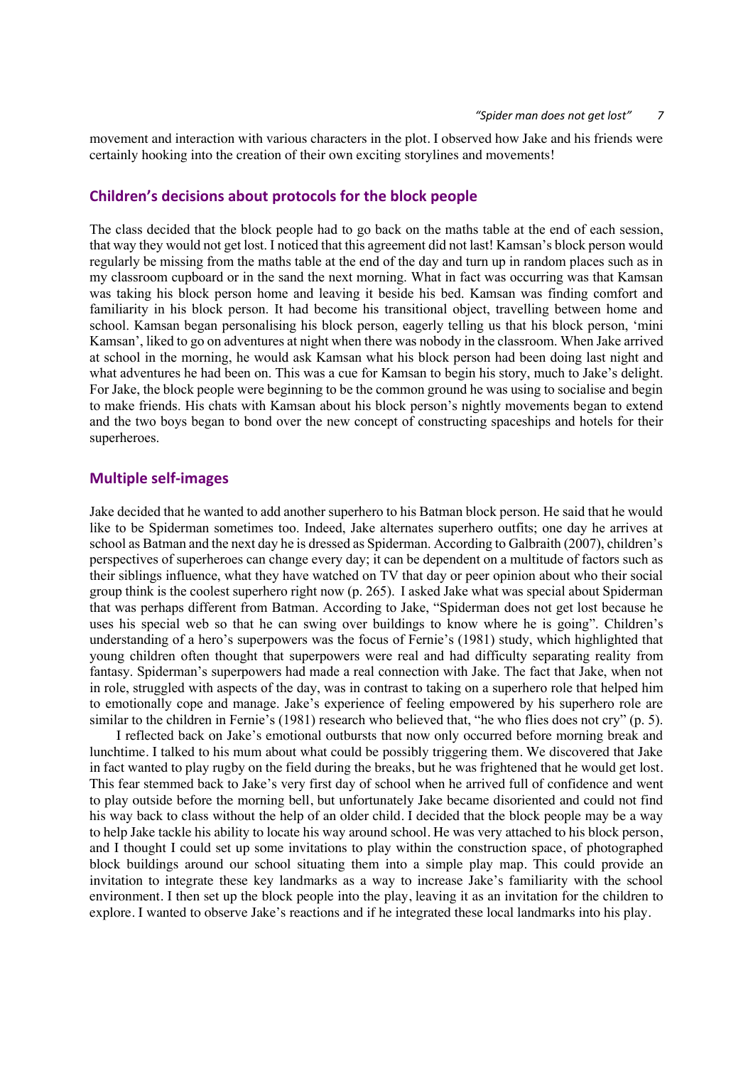movement and interaction with various characters in the plot. I observed how Jake and his friends were certainly hooking into the creation of their own exciting storylines and movements!

## Children's decisions about protocols for the block people

The class decided that the block people had to go back on the maths table at the end of each session, that way they would not get lost. I noticed that this agreement did not last! Kamsan's block person would regularly be missing from the maths table at the end of the day and turn up in random places such as in my classroom cupboard or in the sand the next morning. What in fact was occurring was that Kamsan was taking his block person home and leaving it beside his bed. Kamsan was finding comfort and familiarity in his block person. It had become his transitional object, travelling between home and school. Kamsan began personalising his block person, eagerly telling us that his block person, 'mini Kamsan', liked to go on adventures at night when there was nobody in the classroom. When Jake arrived at school in the morning, he would ask Kamsan what his block person had been doing last night and what adventures he had been on. This was a cue for Kamsan to begin his story, much to Jake's delight. For Jake, the block people were beginning to be the common ground he was using to socialise and begin to make friends. His chats with Kamsan about his block person's nightly movements began to extend and the two boys began to bond over the new concept of constructing spaceships and hotels for their superheroes.

## Multiple self-images

Jake decided that he wanted to add another superhero to his Batman block person. He said that he would like to be Spiderman sometimes too. Indeed, Jake alternates superhero outfits; one day he arrives at school as Batman and the next day he is dressed as Spiderman. According to Galbraith (2007), children's perspectives of superheroes can change every day; it can be dependent on a multitude of factors such as their siblings influence, what they have watched on TV that day or peer opinion about who their social group think is the coolest superhero right now (p. 265). I asked Jake what was special about Spiderman that was perhaps different from Batman. According to Jake, "Spiderman does not get lost because he uses his special web so that he can swing over buildings to know where he is going". Children's understanding of a hero's superpowers was the focus of Fernie's (1981) study, which highlighted that young children often thought that superpowers were real and had difficulty separating reality from fantasy. Spiderman's superpowers had made a real connection with Jake. The fact that Jake, when not in role, struggled with aspects of the day, was in contrast to taking on a superhero role that helped him to emotionally cope and manage. Jake's experience of feeling empowered by his superhero role are similar to the children in Fernie's (1981) research who believed that, "he who flies does not cry" (p. 5).

I reflected back on Jake's emotional outbursts that now only occurred before morning break and lunchtime. I talked to his mum about what could be possibly triggering them. We discovered that Jake in fact wanted to play rugby on the field during the breaks, but he was frightened that he would get lost. This fear stemmed back to Jake's very first day of school when he arrived full of confidence and went to play outside before the morning bell, but unfortunately Jake became disoriented and could not find his way back to class without the help of an older child. I decided that the block people may be a way to help Jake tackle his ability to locate his way around school. He was very attached to his block person, and I thought I could set up some invitations to play within the construction space, of photographed block buildings around our school situating them into a simple play map. This could provide an invitation to integrate these key landmarks as a way to increase Jake's familiarity with the school environment. I then set up the block people into the play, leaving it as an invitation for the children to explore. I wanted to observe Jake's reactions and if he integrated these local landmarks into his play.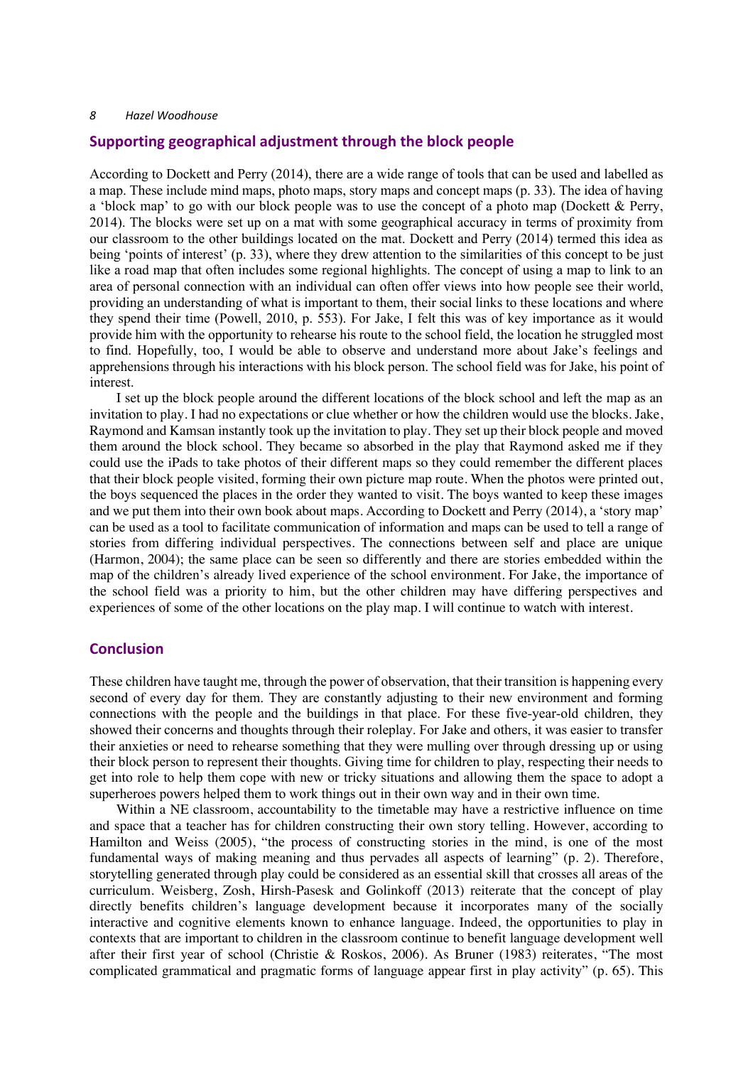## Supporting geographical adjustment through the block people

According to Dockett and Perry (2014), there are a wide range of tools that can be used and labelled as a map. These include mind maps, photo maps, story maps and concept maps (p. 33). The idea of having a 'block map' to go with our block people was to use the concept of a photo map (Dockett & Perry, 2014). The blocks were set up on a mat with some geographical accuracy in terms of proximity from our classroom to the other buildings located on the mat. Dockett and Perry (2014) termed this idea as being 'points of interest' (p. 33), where they drew attention to the similarities of this concept to be just like a road map that often includes some regional highlights. The concept of using a map to link to an area of personal connection with an individual can often offer views into how people see their world, providing an understanding of what is important to them, their social links to these locations and where they spend their time (Powell, 2010, p. 553). For Jake, I felt this was of key importance as it would provide him with the opportunity to rehearse his route to the school field, the location he struggled most to find. Hopefully, too, I would be able to observe and understand more about Jake's feelings and apprehensions through his interactions with his block person. The school field was for Jake, his point of interest.

I set up the block people around the different locations of the block school and left the map as an invitation to play. I had no expectations or clue whether or how the children would use the blocks. Jake, Raymond and Kamsan instantly took up the invitation to play. They set up their block people and moved them around the block school. They became so absorbed in the play that Raymond asked me if they could use the iPads to take photos of their different maps so they could remember the different places that their block people visited, forming their own picture map route. When the photos were printed out, the boys sequenced the places in the order they wanted to visit. The boys wanted to keep these images and we put them into their own book about maps. According to Dockett and Perry (2014), a 'story map' can be used as a tool to facilitate communication of information and maps can be used to tell a range of stories from differing individual perspectives. The connections between self and place are unique (Harmon, 2004); the same place can be seen so differently and there are stories embedded within the map of the children's already lived experience of the school environment. For Jake, the importance of the school field was a priority to him, but the other children may have differing perspectives and experiences of some of the other locations on the play map. I will continue to watch with interest.

## Conclusion

These children have taught me, through the power of observation, that their transition is happening every second of every day for them. They are constantly adjusting to their new environment and forming connections with the people and the buildings in that place. For these five-year-old children, they showed their concerns and thoughts through their roleplay. For Jake and others, it was easier to transfer their anxieties or need to rehearse something that they were mulling over through dressing up or using their block person to represent their thoughts. Giving time for children to play, respecting their needs to get into role to help them cope with new or tricky situations and allowing them the space to adopt a superheroes powers helped them to work things out in their own way and in their own time.

Within a NE classroom, accountability to the timetable may have a restrictive influence on time and space that a teacher has for children constructing their own story telling. However, according to Hamilton and Weiss (2005), "the process of constructing stories in the mind, is one of the most fundamental ways of making meaning and thus pervades all aspects of learning" (p. 2). Therefore, storytelling generated through play could be considered as an essential skill that crosses all areas of the curriculum. Weisberg, Zosh, Hirsh-Pasesk and Golinkoff (2013) reiterate that the concept of play directly benefits children's language development because it incorporates many of the socially interactive and cognitive elements known to enhance language. Indeed, the opportunities to play in contexts that are important to children in the classroom continue to benefit language development well after their first year of school (Christie & Roskos, 2006). As Bruner (1983) reiterates, "The most complicated grammatical and pragmatic forms of language appear first in play activity" (p. 65). This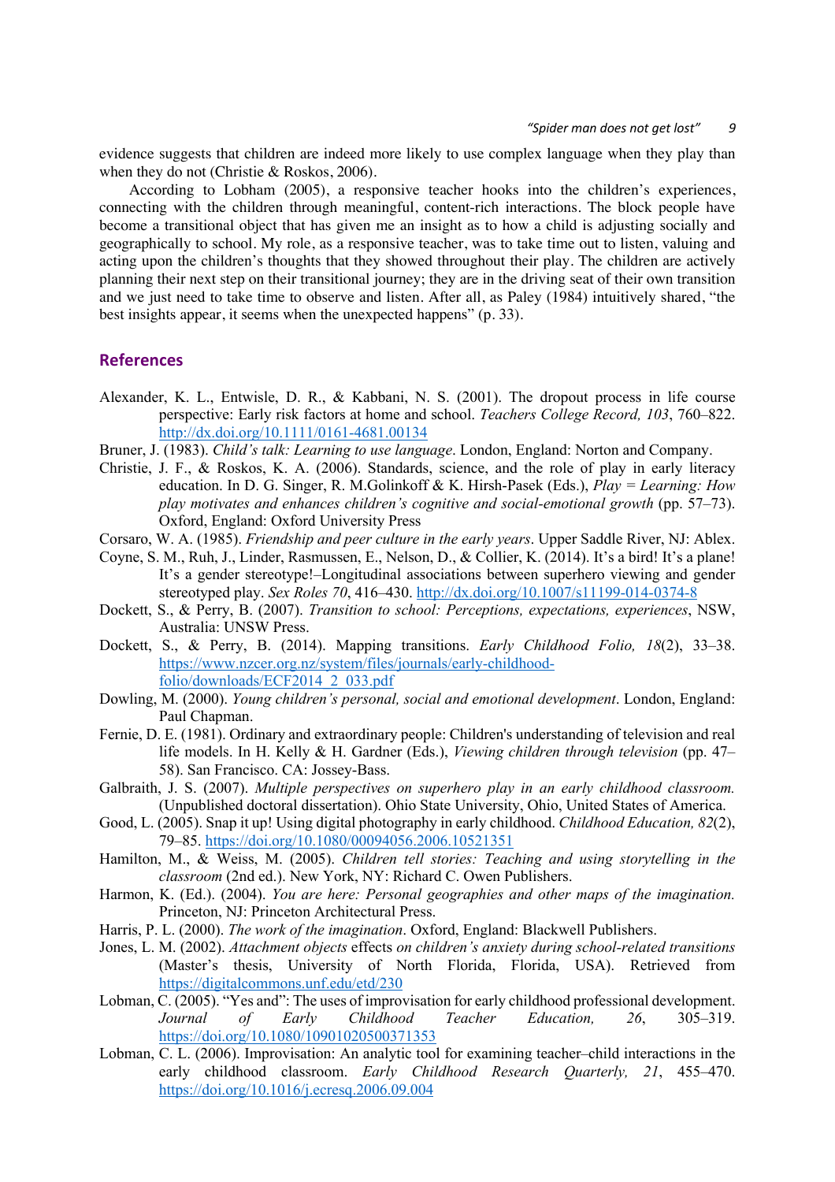evidence suggests that children are indeed more likely to use complex language when they play than when they do not (Christie & Roskos, 2006).

According to Lobham (2005), a responsive teacher hooks into the children's experiences, connecting with the children through meaningful, content-rich interactions. The block people have become a transitional object that has given me an insight as to how a child is adjusting socially and geographically to school. My role, as a responsive teacher, was to take time out to listen, valuing and acting upon the children's thoughts that they showed throughout their play. The children are actively planning their next step on their transitional journey; they are in the driving seat of their own transition and we just need to take time to observe and listen. After all, as Paley (1984) intuitively shared, "the best insights appear, it seems when the unexpected happens" (p. 33).

## References

Alexander, K. L., Entwisle, D. R., & Kabbani, N. S. (2001). The dropout process in life course perspective: Early risk factors at home and school. *Teachers College Record, 103*, 760–822. http://dx.doi.org/10.1111/0161-4681.00134

Bruner, J. (1983). *Child's talk: Learning to use language*. London, England: Norton and Company.

Christie, J. F., & Roskos, K. A. (2006). Standards, science, and the role of play in early literacy education. In D. G. Singer, R. M.Golinkoff & K. Hirsh-Pasek (Eds.), *Play = Learning: How play motivates and enhances children's cognitive and social-emotional growth* (pp. 57–73). Oxford, England: Oxford University Press

Corsaro, W. A. (1985). *Friendship and peer culture in the early years*. Upper Saddle River, NJ: Ablex.

Coyne, S. M., Ruh, J., Linder, Rasmussen, E., Nelson, D., & Collier, K. (2014). It's a bird! It's a plane! It's a gender stereotype!–Longitudinal associations between superhero viewing and gender stereotyped play. *Sex Roles 70*, 416–430. http://dx.doi.org/10.1007/s11199-014-0374-8

Dockett, S., & Perry, B. (2007). *Transition to school: Perceptions, expectations, experiences*, NSW, Australia: UNSW Press.

Dockett, S., & Perry, B. (2014). Mapping transitions. *Early Childhood Folio, 18*(2), 33–38. https://www.nzcer.org.nz/system/files/journals/early-childhood-folio/downloads/ECF2014_2_033.pdf

Dowling, M. (2000). *Young children's personal, social and emotional development*. London, England: Paul Chapman.

Fernie, D. E. (1981). Ordinary and extraordinary people: Children's understanding of television and real life models. In H. Kelly & H. Gardner (Eds.), *Viewing children through television* (pp. 47–58). San Francisco. CA: Jossey-Bass.

Galbraith, J. S. (2007). *Multiple perspectives on superhero play in an early childhood classroom.* (Unpublished doctoral dissertation). Ohio State University, Ohio, United States of America.

Good, L. (2005). Snap it up! Using digital photography in early childhood. *Childhood Education, 82*(2), 79–85. https://doi.org/10.1080/00094056.2006.10521351

Hamilton, M., & Weiss, M. (2005). *Children tell stories: Teaching and using storytelling in the classroom* (2nd ed.). New York, NY: Richard C. Owen Publishers.

Harmon, K. (Ed.). (2004). *You are here: Personal geographies and other maps of the imagination.* Princeton, NJ: Princeton Architectural Press.

Harris, P. L. (2000). *The work of the imagination*. Oxford, England: Blackwell Publishers.

Jones, L. M. (2002). *Attachment objects* effects *on children's anxiety during school-related transitions* (Master's thesis, University of North Florida, Florida, USA). Retrieved from https://digitalcommons.unf.edu/etd/230

Lobman, C. (2005). "Yes and": The uses of improvisation for early childhood professional development. *Journal of Early Childhood Teacher Education, 26*, 305–319. https://doi.org/10.1080/10901020500371353

Lobman, C. L. (2006). Improvisation: An analytic tool for examining teacher–child interactions in the early childhood classroom. *Early Childhood Research Quarterly, 21*, 455–470. https://doi.org/10.1016/j.ecresq.2006.09.004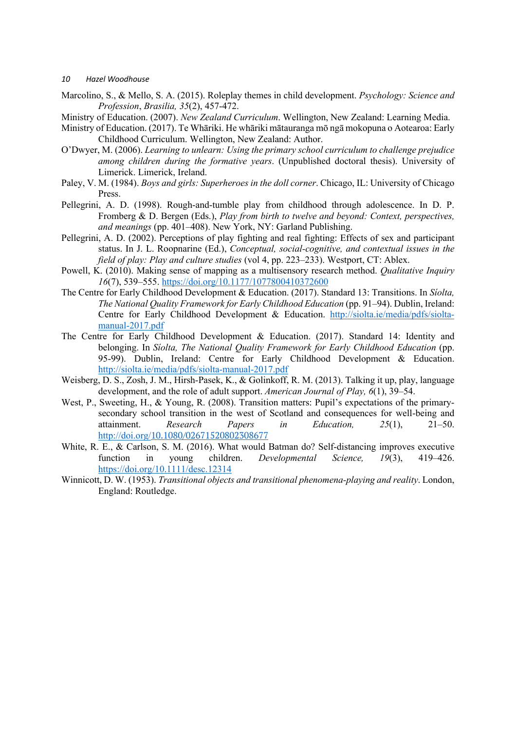Marcolino, S., & Mello, S. A. (2015). Roleplay themes in child development. *Psychology: Science and Profession*, *Brasilia, 35*(2), 457-472.

Ministry of Education. (2007). *New Zealand Curriculum*. Wellington, New Zealand: Learning Media.

Ministry of Education. (2017). Te Whāriki. He whāriki mātauranga mō ngā mokopuna o Aotearoa: Early Childhood Curriculum. Wellington, New Zealand: Author.

O'Dwyer, M. (2006). *Learning to unlearn: Using the primary school curriculum to challenge prejudice among children during the formative years*. (Unpublished doctoral thesis). University of Limerick. Limerick, Ireland.

Paley, V. M. (1984). *Boys and girls: Superheroes in the doll corner*. Chicago, IL: University of Chicago Press.

Pellegrini, A. D. (1998). Rough-and-tumble play from childhood through adolescence. In D. P. Fromberg & D. Bergen (Eds.), *Play from birth to twelve and beyond: Context, perspectives, and meanings* (pp. 401–408). New York, NY: Garland Publishing.

Pellegrini, A. D. (2002). Perceptions of play fighting and real fighting: Effects of sex and participant status. In J. L. Roopnarine (Ed.), *Conceptual, social-cognitive, and contextual issues in the field of play: Play and culture studies* (vol 4, pp. 223–233). Westport, CT: Ablex.

Powell, K. (2010). Making sense of mapping as a multisensory research method. *Qualitative Inquiry 16*(7), 539–555. https://doi.org/10.1177/1077800410372600

The Centre for Early Childhood Development & Education. (2017). Standard 13: Transitions. In *Síolta, The National Quality Framework for Early Childhood Education* (pp. 91–94). Dublin, Ireland: Centre for Early Childhood Development & Education. http://siolta.ie/media/pdfs/siolta-manual-2017.pdf

The Centre for Early Childhood Development & Education. (2017). Standard 14: Identity and belonging. In *Síolta, The National Quality Framework for Early Childhood Education* (pp. 95-99). Dublin, Ireland: Centre for Early Childhood Development & Education. http://siolta.ie/media/pdfs/siolta-manual-2017.pdf

Weisberg, D. S., Zosh, J. M., Hirsh-Pasek, K., & Golinkoff, R. M. (2013). Talking it up, play, language development, and the role of adult support. *American Journal of Play, 6*(1), 39–54.

West, P., Sweeting, H., & Young, R. (2008). Transition matters: Pupil's expectations of the primary-secondary school transition in the west of Scotland and consequences for well-being and attainment. *Research Papers in Education, 25*(1), 21–50. http://doi.org/10.1080/02671520802308677

White, R. E., & Carlson, S. M. (2016). What would Batman do? Self-distancing improves executive function in young children. *Developmental Science, 19*(3), 419–426. https://doi.org/10.1111/desc.12314

Winnicott, D. W. (1953). *Transitional objects and transitional phenomena-playing and reality*. London, England: Routledge.